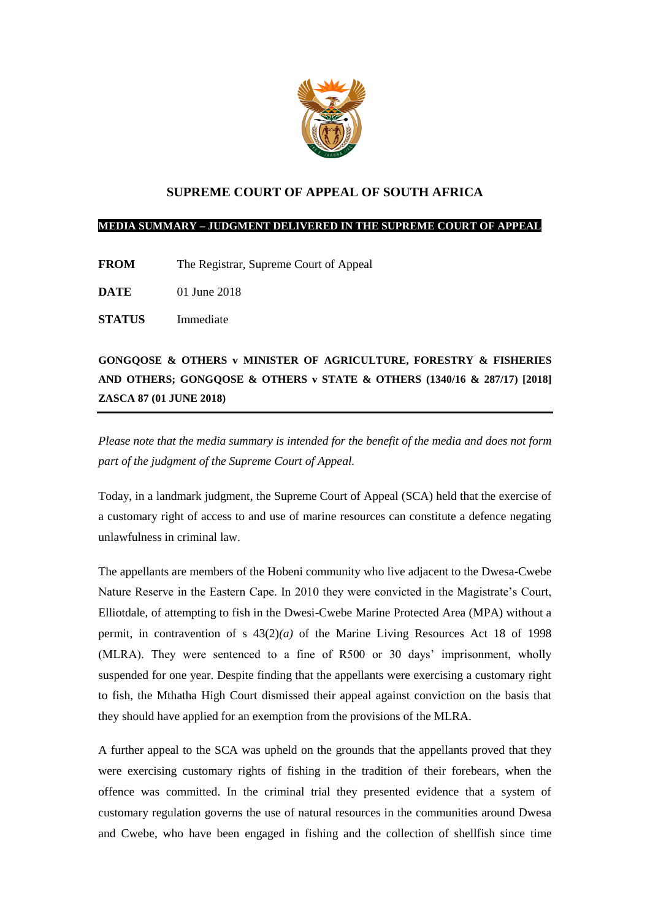## SUPREME COURT OF APPEAL OF SOUTH AFRICA

**MEDIA SUMMARY – JUDGMENT DELIVERED IN THE SUPREME COURT OF APPEAL**

**FROM** The Registrar, Supreme Court of Appeal

**DATE** 01 June 2018

**STATUS** Immediate

**GONGQOSE & OTHERS v MINISTER OF AGRICULTURE, FORESTRY & FISHERIES AND OTHERS; GONGQOSE & OTHERS v STATE & OTHERS (1340/16 & 287/17) [2018] ZASCA 87 (01 JUNE 2018)**

---

*Please note that the media summary is intended for the benefit of the media and does not form part of the judgment of the Supreme Court of Appeal.*

Today, in a landmark judgment, the Supreme Court of Appeal (SCA) held that the exercise of a customary right of access to and use of marine resources can constitute a defence negating unlawfulness in criminal law.

The appellants are members of the Hobeni community who live adjacent to the Dwesa-Cwebe Nature Reserve in the Eastern Cape. In 2010 they were convicted in the Magistrate's Court, Elliotdale, of attempting to fish in the Dwesi-Cwebe Marine Protected Area (MPA) without a permit, in contravention of s 43(2)*(a)* of the Marine Living Resources Act 18 of 1998 (MLRA). They were sentenced to a fine of R500 or 30 days' imprisonment, wholly suspended for one year. Despite finding that the appellants were exercising a customary right to fish, the Mthatha High Court dismissed their appeal against conviction on the basis that they should have applied for an exemption from the provisions of the MLRA.

A further appeal to the SCA was upheld on the grounds that the appellants proved that they were exercising customary rights of fishing in the tradition of their forebears, when the offence was committed. In the criminal trial they presented evidence that a system of customary regulation governs the use of natural resources in the communities around Dwesa and Cwebe, who have been engaged in fishing and the collection of shellfish since time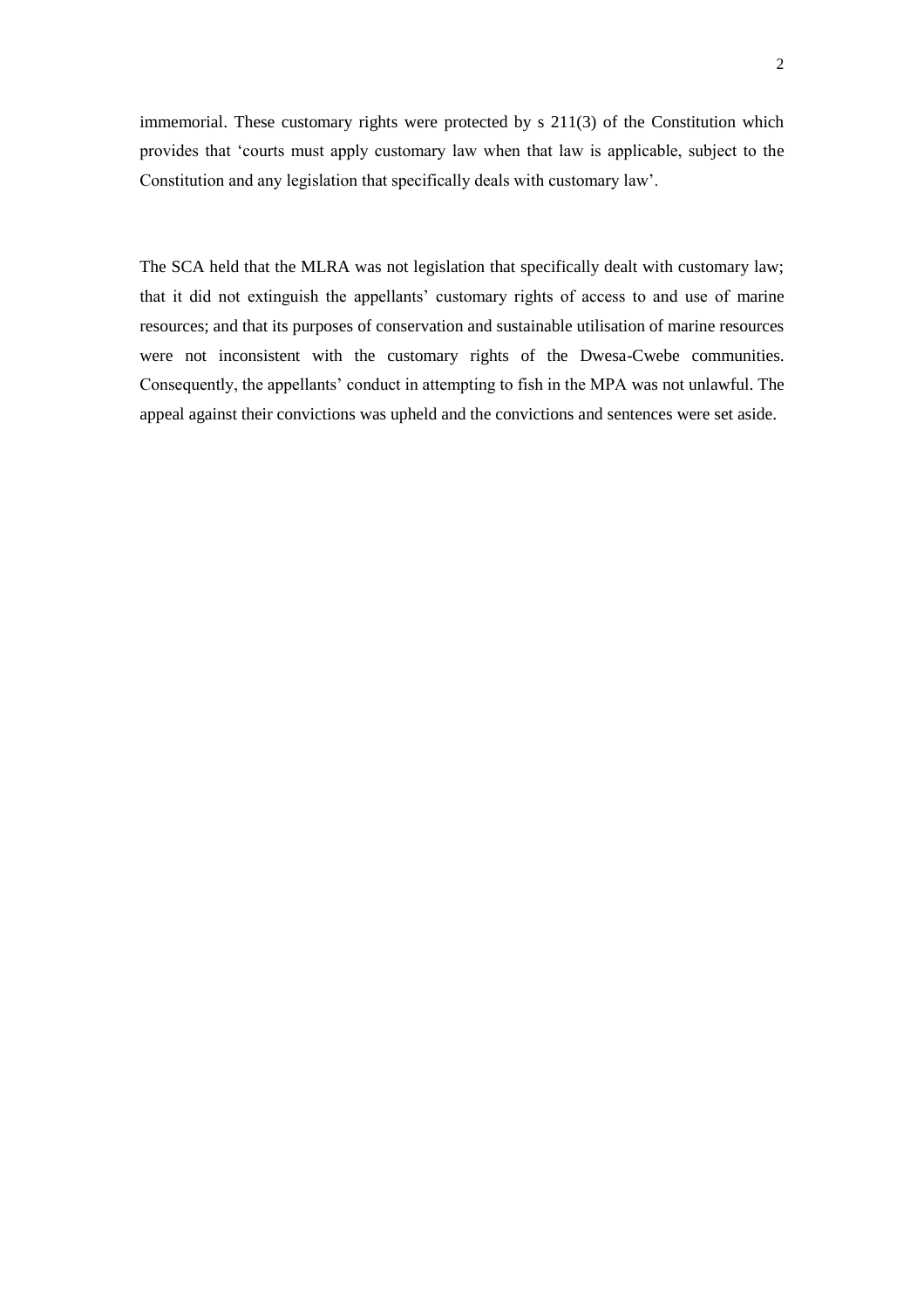immemorial. These customary rights were protected by s 211(3) of the Constitution which provides that 'courts must apply customary law when that law is applicable, subject to the Constitution and any legislation that specifically deals with customary law'.

The SCA held that the MLRA was not legislation that specifically dealt with customary law; that it did not extinguish the appellants' customary rights of access to and use of marine resources; and that its purposes of conservation and sustainable utilisation of marine resources were not inconsistent with the customary rights of the Dwesa-Cwebe communities. Consequently, the appellants' conduct in attempting to fish in the MPA was not unlawful. The appeal against their convictions was upheld and the convictions and sentences were set aside.